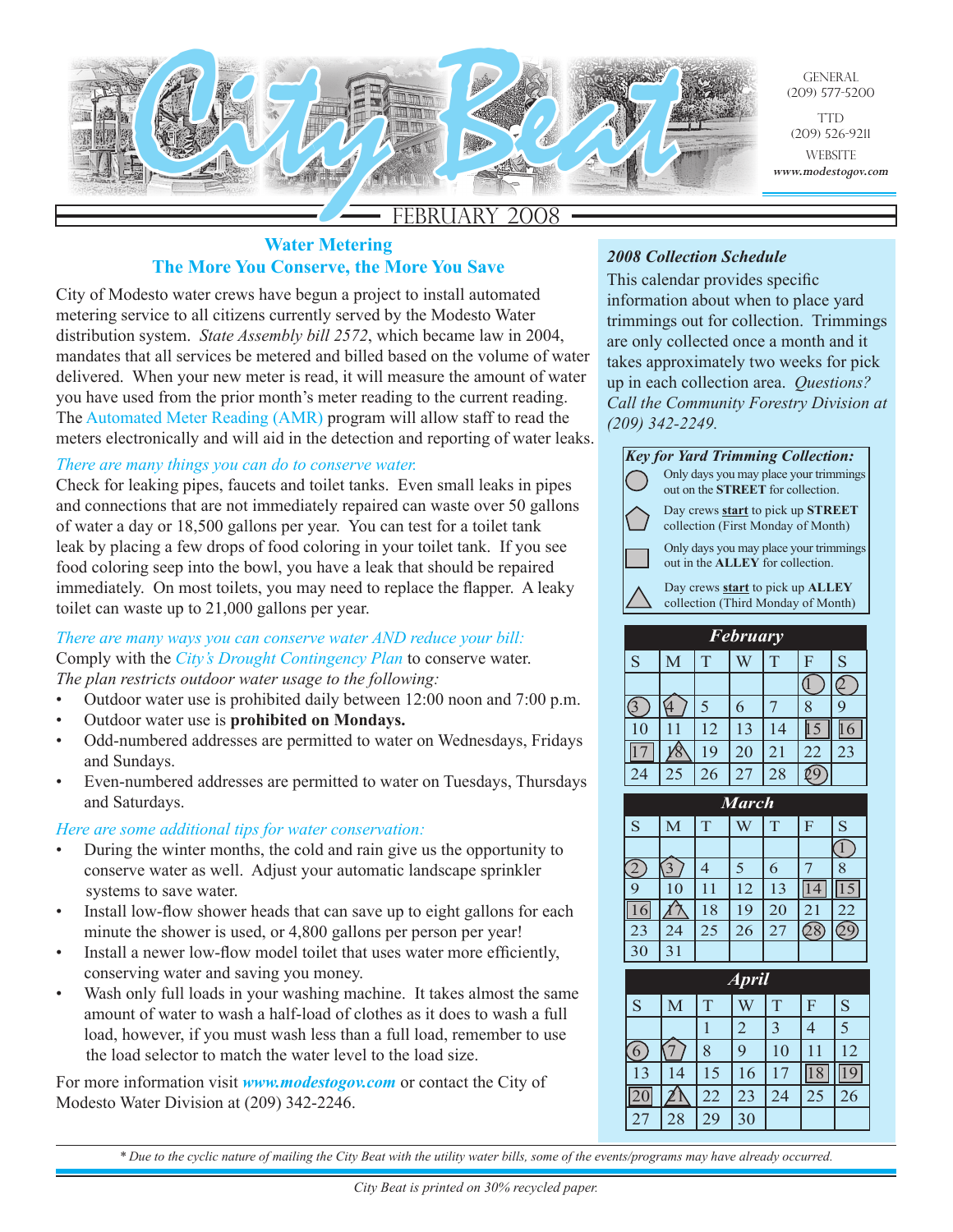# City Beat

GENERAL
(209) 577-5200

TTD
(209) 526-9211

WEBSITE
*www.modestogov.com*

FEBRUARY 2008

## Water Metering
## The More You Conserve, the More You Save

City of Modesto water crews have begun a project to install automated metering service to all citizens currently served by the Modesto Water distribution system. *State Assembly bill 2572*, which became law in 2004, mandates that all services be metered and billed based on the volume of water delivered. When your new meter is read, it will measure the amount of water you have used from the prior month's meter reading to the current reading. The Automated Meter Reading (AMR) program will allow staff to read the meters electronically and will aid in the detection and reporting of water leaks.

*There are many things you can do to conserve water.*
Check for leaking pipes, faucets and toilet tanks. Even small leaks in pipes and connections that are not immediately repaired can waste over 50 gallons of water a day or 18,500 gallons per year. You can test for a toilet tank leak by placing a few drops of food coloring in your toilet tank. If you see food coloring seep into the bowl, you have a leak that should be repaired immediately. On most toilets, you may need to replace the flapper. A leaky toilet can waste up to 21,000 gallons per year.

*There are many ways you can conserve water AND reduce your bill:*
Comply with the *City's Drought Contingency Plan* to conserve water.
*The plan restricts outdoor water usage to the following:*

- Outdoor water use is prohibited daily between 12:00 noon and 7:00 p.m.
- Outdoor water use is **prohibited on Mondays.**
- Odd-numbered addresses are permitted to water on Wednesdays, Fridays and Sundays.
- Even-numbered addresses are permitted to water on Tuesdays, Thursdays and Saturdays.

*Here are some additional tips for water conservation:*

- During the winter months, the cold and rain give us the opportunity to conserve water as well. Adjust your automatic landscape sprinkler systems to save water.
- Install low-flow shower heads that can save up to eight gallons for each minute the shower is used, or 4,800 gallons per person per year!
- Install a newer low-flow model toilet that uses water more efficiently, conserving water and saving you money.
- Wash only full loads in your washing machine. It takes almost the same amount of water to wash a half-load of clothes as it does to wash a full load, however, if you must wash less than a full load, remember to use the load selector to match the water level to the load size.

For more information visit ***www.modestogov.com*** or contact the City of Modesto Water Division at (209) 342-2246.

### *2008 Collection Schedule*

This calendar provides specific information about when to place yard trimmings out for collection. Trimmings are only collected once a month and it takes approximately two weeks for pick up in each collection area. *Questions? Call the Community Forestry Division at (209) 342-2249.*

***Key for Yard Trimming Collection:***

- Circle: Only days you may place your trimmings out on the **STREET** for collection.
- Pentagon: Day crews **start** to pick up **STREET** collection (First Monday of Month)
- Square: Only days you may place your trimmings out in the **ALLEY** for collection.
- Triangle: Day crews **start** to pick up **ALLEY** collection (Third Monday of Month)

**February**

| S | M | T | W | T | F | S |
|---|---|---|---|---|---|---|
| | | | | | (1) | (2) |
| (3) | ⬠4 | 5 | 6 | 7 | 8 | 9 |
| 10 | 11 | 12 | 13 | 14 | [15] | [16] |
| [17] | △18 | 19 | 20 | 21 | 22 | 23 |
| 24 | 25 | 26 | 27 | 28 | (29) | |

**March**

| S | M | T | W | T | F | S |
|---|---|---|---|---|---|---|
| | | | | | | (1) |
| (2) | ⬠3 | 4 | 5 | 6 | 7 | 8 |
| 9 | 10 | 11 | 12 | 13 | [14] | [15] |
| [16] | △17 | 18 | 19 | 20 | 21 | 22 |
| 23 | 24 | 25 | 26 | 27 | (28) | (29) |
| 30 | 31 | | | | | |

**April**

| S | M | T | W | T | F | S |
|---|---|---|---|---|---|---|
| | | 1 | 2 | 3 | 4 | 5 |
| (6) | ⬠7 | 8 | 9 | 10 | 11 | 12 |
| 13 | 14 | 15 | 16 | 17 | [18] | [19] |
| [20] | △21 | 22 | 23 | 24 | 25 | 26 |
| 27 | 28 | 29 | 30 | | | |

*\* Due to the cyclic nature of mailing the City Beat with the utility water bills, some of the events/programs may have already occurred.*

*City Beat is printed on 30% recycled paper.*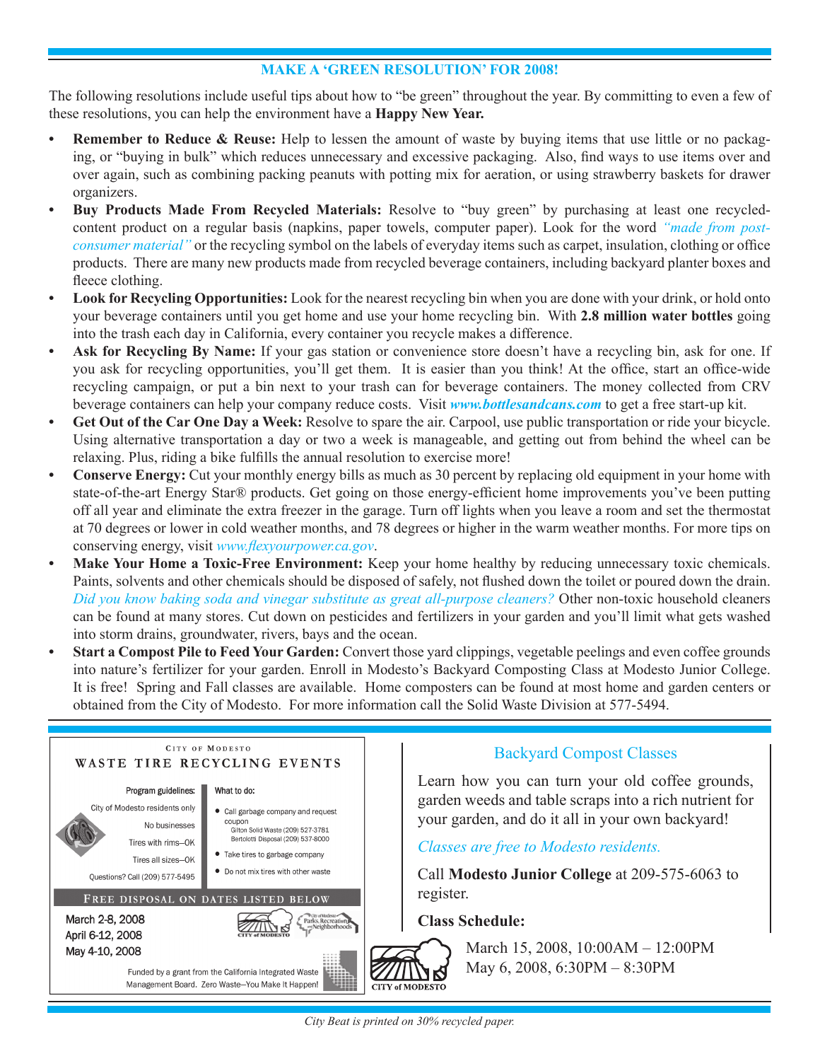## MAKE A 'GREEN RESOLUTION' FOR 2008!

The following resolutions include useful tips about how to "be green" throughout the year. By committing to even a few of these resolutions, you can help the environment have a **Happy New Year.**

- **Remember to Reduce & Reuse:** Help to lessen the amount of waste by buying items that use little or no packaging, or "buying in bulk" which reduces unnecessary and excessive packaging. Also, find ways to use items over and over again, such as combining packing peanuts with potting mix for aeration, or using strawberry baskets for drawer organizers.
- **Buy Products Made From Recycled Materials:** Resolve to "buy green" by purchasing at least one recycled-content product on a regular basis (napkins, paper towels, computer paper). Look for the word *"made from post-consumer material"* or the recycling symbol on the labels of everyday items such as carpet, insulation, clothing or office products. There are many new products made from recycled beverage containers, including backyard planter boxes and fleece clothing.
- **Look for Recycling Opportunities:** Look for the nearest recycling bin when you are done with your drink, or hold onto your beverage containers until you get home and use your home recycling bin. With **2.8 million water bottles** going into the trash each day in California, every container you recycle makes a difference.
- **Ask for Recycling By Name:** If your gas station or convenience store doesn't have a recycling bin, ask for one. If you ask for recycling opportunities, you'll get them. It is easier than you think! At the office, start an office-wide recycling campaign, or put a bin next to your trash can for beverage containers. The money collected from CRV beverage containers can help your company reduce costs. Visit ***www.bottlesandcans.com*** to get a free start-up kit.
- **Get Out of the Car One Day a Week:** Resolve to spare the air. Carpool, use public transportation or ride your bicycle. Using alternative transportation a day or two a week is manageable, and getting out from behind the wheel can be relaxing. Plus, riding a bike fulfills the annual resolution to exercise more!
- **Conserve Energy:** Cut your monthly energy bills as much as 30 percent by replacing old equipment in your home with state-of-the-art Energy Star® products. Get going on those energy-efficient home improvements you've been putting off all year and eliminate the extra freezer in the garage. Turn off lights when you leave a room and set the thermostat at 70 degrees or lower in cold weather months, and 78 degrees or higher in the warm weather months. For more tips on conserving energy, visit *www.flexyourpower.ca.gov*.
- **Make Your Home a Toxic-Free Environment:** Keep your home healthy by reducing unnecessary toxic chemicals. Paints, solvents and other chemicals should be disposed of safely, not flushed down the toilet or poured down the drain. *Did you know baking soda and vinegar substitute as great all-purpose cleaners?* Other non-toxic household cleaners can be found at many stores. Cut down on pesticides and fertilizers in your garden and you'll limit what gets washed into storm drains, groundwater, rivers, bays and the ocean.
- **Start a Compost Pile to Feed Your Garden:** Convert those yard clippings, vegetable peelings and even coffee grounds into nature's fertilizer for your garden. Enroll in Modesto's Backyard Composting Class at Modesto Junior College. It is free! Spring and Fall classes are available. Home composters can be found at most home and garden centers or obtained from the City of Modesto. For more information call the Solid Waste Division at 577-5494.

### City of Modesto
### WASTE TIRE RECYCLING EVENTS

**Program guidelines:**

City of Modesto residents only
No businesses
Tires with rims—OK
Tires all sizes—OK
Questions? Call (209) 577-5495

**What to do:**

- Call garbage company and request coupon
  Gilton Solid Waste (209) 527-3781
  Bertolotti Disposal (209) 537-8000
- Take tires to garbage company
- Do not mix tires with other waste

**FREE DISPOSAL ON DATES LISTED BELOW**

March 2-8, 2008
April 6-12, 2008
May 4-10, 2008

CITY OF MODESTO
City of Modesto Parks, Recreation and Neighborhoods

Funded by a grant from the California Integrated Waste Management Board. Zero Waste—You Make It Happen!

### Backyard Compost Classes

Learn how you can turn your old coffee grounds, garden weeds and table scraps into a rich nutrient for your garden, and do it all in your own backyard!

*Classes are free to Modesto residents.*

Call **Modesto Junior College** at 209-575-6063 to register.

**Class Schedule:**

March 15, 2008, 10:00AM – 12:00PM
May 6, 2008, 6:30PM – 8:30PM

CITY of MODESTO

*City Beat is printed on 30% recycled paper.*